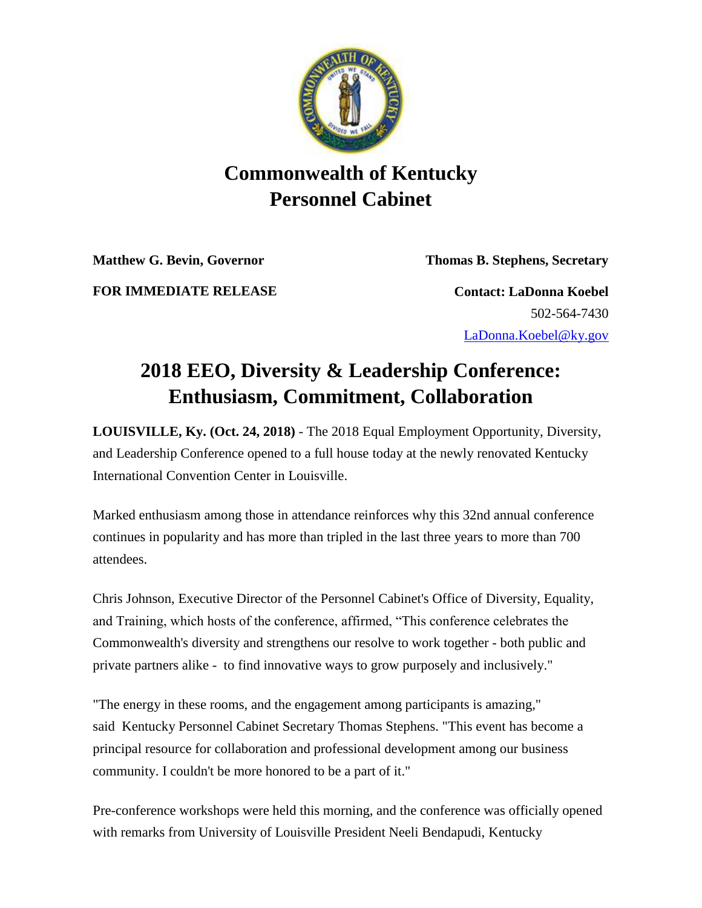# Commonwealth of Kentucky
# Personnel Cabinet

**Matthew G. Bevin, Governor** **Thomas B. Stephens, Secretary**

**FOR IMMEDIATE RELEASE**

**Contact: LaDonna Koebel**
502-564-7430
LaDonna.Koebel@ky.gov

## 2018 EEO, Diversity & Leadership Conference: Enthusiasm, Commitment, Collaboration

**LOUISVILLE, Ky. (Oct. 24, 2018)** - The 2018 Equal Employment Opportunity, Diversity, and Leadership Conference opened to a full house today at the newly renovated Kentucky International Convention Center in Louisville.

Marked enthusiasm among those in attendance reinforces why this 32nd annual conference continues in popularity and has more than tripled in the last three years to more than 700 attendees.

Chris Johnson, Executive Director of the Personnel Cabinet's Office of Diversity, Equality, and Training, which hosts of the conference, affirmed, “This conference celebrates the Commonwealth's diversity and strengthens our resolve to work together - both public and private partners alike - to find innovative ways to grow purposely and inclusively."

"The energy in these rooms, and the engagement among participants is amazing," said Kentucky Personnel Cabinet Secretary Thomas Stephens. "This event has become a principal resource for collaboration and professional development among our business community. I couldn't be more honored to be a part of it."

Pre-conference workshops were held this morning, and the conference was officially opened with remarks from University of Louisville President Neeli Bendapudi, Kentucky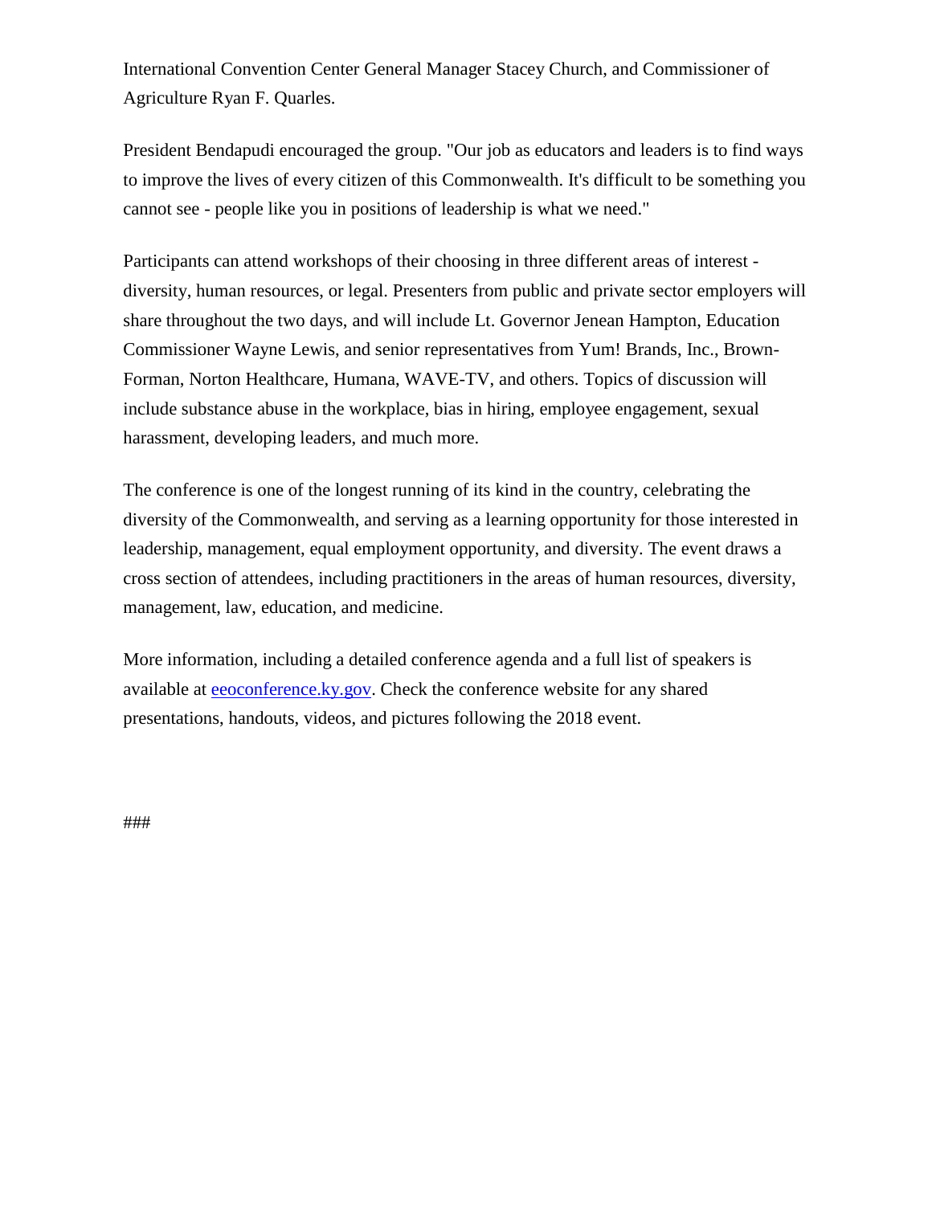International Convention Center General Manager Stacey Church, and Commissioner of Agriculture Ryan F. Quarles.

President Bendapudi encouraged the group. "Our job as educators and leaders is to find ways to improve the lives of every citizen of this Commonwealth. It's difficult to be something you cannot see - people like you in positions of leadership is what we need."

Participants can attend workshops of their choosing in three different areas of interest - diversity, human resources, or legal. Presenters from public and private sector employers will share throughout the two days, and will include Lt. Governor Jenean Hampton, Education Commissioner Wayne Lewis, and senior representatives from Yum! Brands, Inc., Brown-Forman, Norton Healthcare, Humana, WAVE-TV, and others. Topics of discussion will include substance abuse in the workplace, bias in hiring, employee engagement, sexual harassment, developing leaders, and much more.

The conference is one of the longest running of its kind in the country, celebrating the diversity of the Commonwealth, and serving as a learning opportunity for those interested in leadership, management, equal employment opportunity, and diversity. The event draws a cross section of attendees, including practitioners in the areas of human resources, diversity, management, law, education, and medicine.

More information, including a detailed conference agenda and a full list of speakers is available at [eeoconference.ky.gov](http://eeoconference.ky.gov). Check the conference website for any shared presentations, handouts, videos, and pictures following the 2018 event.

###